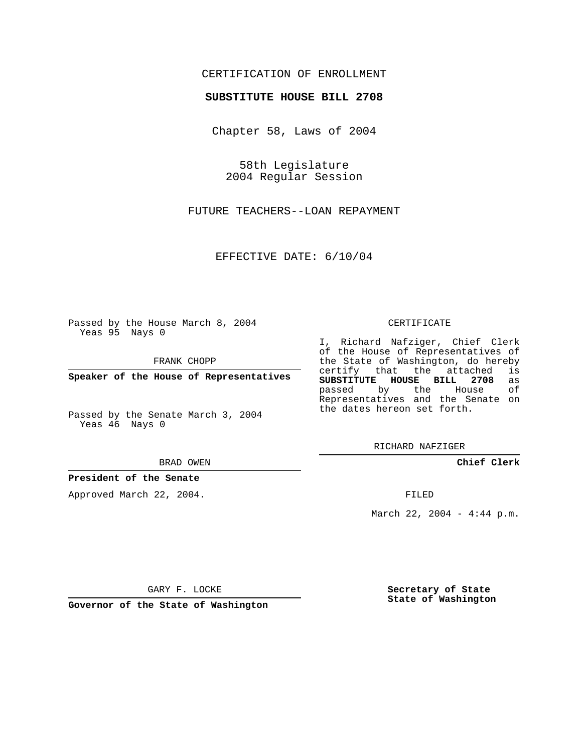CERTIFICATION OF ENROLLMENT

**SUBSTITUTE HOUSE BILL 2708**

Chapter 58, Laws of 2004

58th Legislature
2004 Regular Session

FUTURE TEACHERS--LOAN REPAYMENT

EFFECTIVE DATE: 6/10/04

Passed by the House March 8, 2004
Yeas 95 Nays 0

FRANK CHOPP

**Speaker of the House of Representatives**

Passed by the Senate March 3, 2004
Yeas 46 Nays 0

BRAD OWEN

**President of the Senate**

Approved March 22, 2004.

GARY F. LOCKE

**Governor of the State of Washington**

CERTIFICATE

I, Richard Nafziger, Chief Clerk of the House of Representatives of the State of Washington, do hereby certify that the attached is **SUBSTITUTE HOUSE BILL 2708** as passed by the House of Representatives and the Senate on the dates hereon set forth.

RICHARD NAFZIGER

**Chief Clerk**

FILED

March 22, 2004 - 4:44 p.m.

**Secretary of State**
**State of Washington**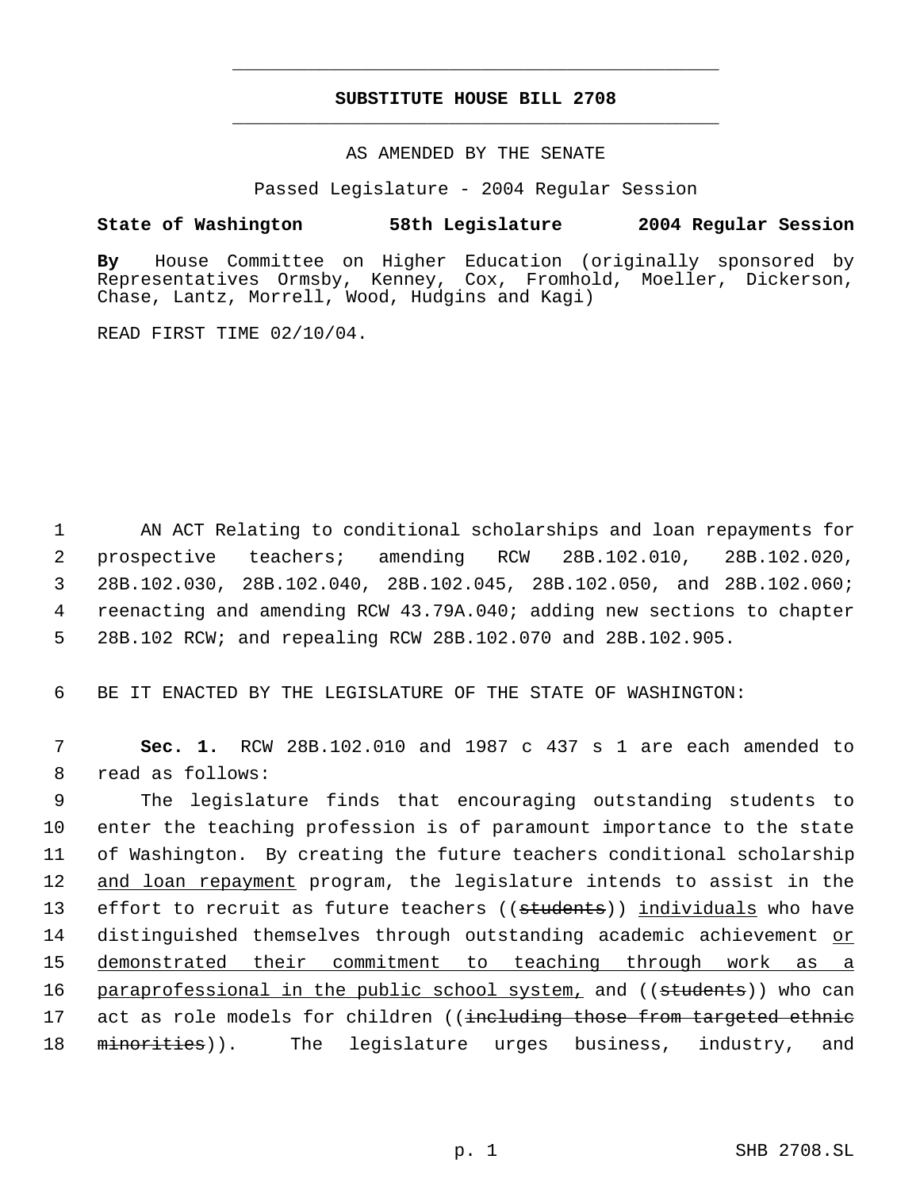# SUBSTITUTE HOUSE BILL 2708

AS AMENDED BY THE SENATE

Passed Legislature - 2004 Regular Session

**State of Washington 58th Legislature 2004 Regular Session**

**By** House Committee on Higher Education (originally sponsored by Representatives Ormsby, Kenney, Cox, Fromhold, Moeller, Dickerson, Chase, Lantz, Morrell, Wood, Hudgins and Kagi)

READ FIRST TIME 02/10/04.

1 AN ACT Relating to conditional scholarships and loan repayments for
2 prospective teachers; amending RCW 28B.102.010, 28B.102.020,
3 28B.102.030, 28B.102.040, 28B.102.045, 28B.102.050, and 28B.102.060;
4 reenacting and amending RCW 43.79A.040; adding new sections to chapter
5 28B.102 RCW; and repealing RCW 28B.102.070 and 28B.102.905.

6 BE IT ENACTED BY THE LEGISLATURE OF THE STATE OF WASHINGTON:

7 **Sec. 1.** RCW 28B.102.010 and 1987 c 437 s 1 are each amended to
8 read as follows:

9 The legislature finds that encouraging outstanding students to
10 enter the teaching profession is of paramount importance to the state
11 of Washington. By creating the future teachers conditional scholarship
12 <u>and loan repayment</u> program, the legislature intends to assist in the
13 effort to recruit as future teachers ((~~students~~)) <u>individuals</u> who have
14 distinguished themselves through outstanding academic achievement <u>or</u>
15 <u>demonstrated their commitment to teaching through work as a</u>
16 <u>paraprofessional in the public school system,</u> and ((~~students~~)) who can
17 act as role models for children ((~~including those from targeted ethnic~~
18 ~~minorities~~)). The legislature urges business, industry, and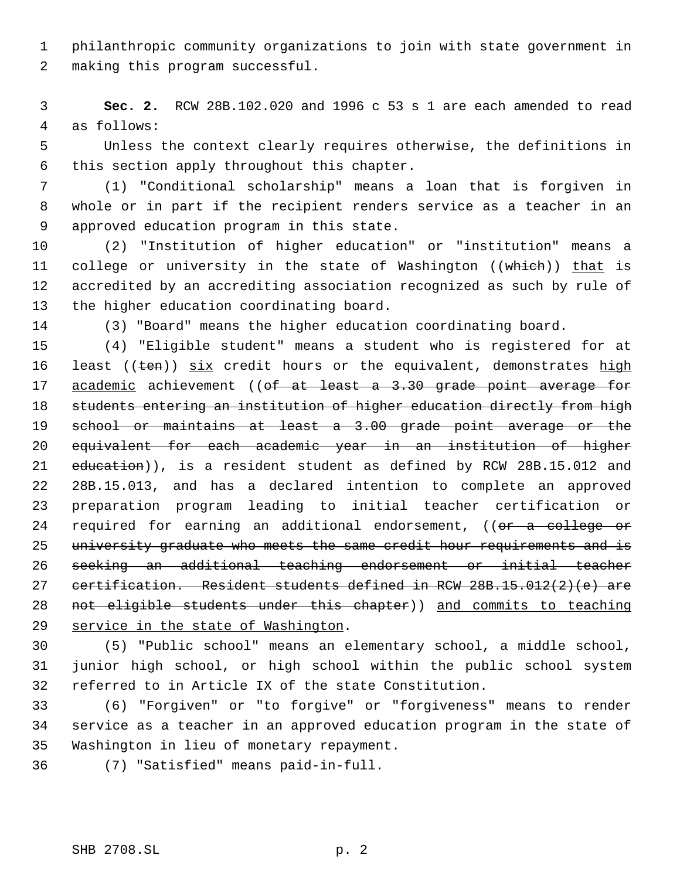philanthropic community organizations to join with state government in making this program successful.

**Sec. 2.** RCW 28B.102.020 and 1996 c 53 s 1 are each amended to read as follows:

Unless the context clearly requires otherwise, the definitions in this section apply throughout this chapter.

(1) "Conditional scholarship" means a loan that is forgiven in whole or in part if the recipient renders service as a teacher in an approved education program in this state.

(2) "Institution of higher education" or "institution" means a college or university in the state of Washington ((~~which~~)) <u>that</u> is accredited by an accrediting association recognized as such by rule of the higher education coordinating board.

(3) "Board" means the higher education coordinating board.

(4) "Eligible student" means a student who is registered for at least ((~~ten~~)) <u>six</u> credit hours or the equivalent, demonstrates <u>high academic</u> achievement ((~~of at least a 3.30 grade point average for students entering an institution of higher education directly from high school or maintains at least a 3.00 grade point average or the equivalent for each academic year in an institution of higher education~~)), is a resident student as defined by RCW 28B.15.012 and 28B.15.013, and has a declared intention to complete an approved preparation program leading to initial teacher certification or required for earning an additional endorsement, ((~~or a college or university graduate who meets the same credit hour requirements and is seeking an additional teaching endorsement or initial teacher certification. Resident students defined in RCW 28B.15.012(2)(e) are not eligible students under this chapter~~)) <u>and commits to teaching service in the state of Washington</u>.

(5) "Public school" means an elementary school, a middle school, junior high school, or high school within the public school system referred to in Article IX of the state Constitution.

(6) "Forgiven" or "to forgive" or "forgiveness" means to render service as a teacher in an approved education program in the state of Washington in lieu of monetary repayment.

(7) "Satisfied" means paid-in-full.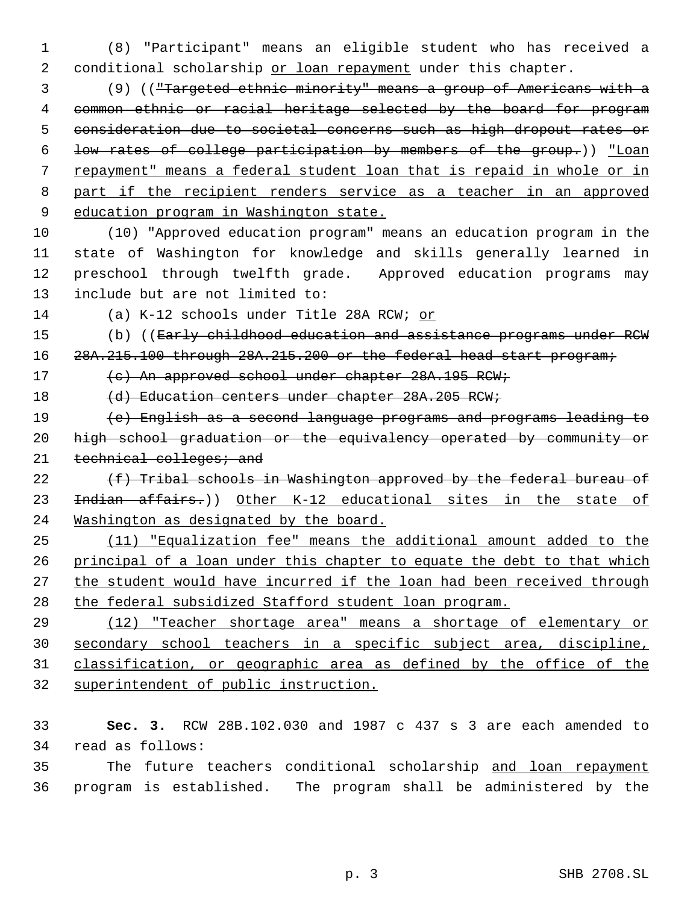(8) "Participant" means an eligible student who has received a conditional scholarship <u>or loan repayment</u> under this chapter.

(9) ((~~"Targeted ethnic minority" means a group of Americans with a common ethnic or racial heritage selected by the board for program consideration due to societal concerns such as high dropout rates or low rates of college participation by members of the group.~~)) <u>"Loan repayment" means a federal student loan that is repaid in whole or in part if the recipient renders service as a teacher in an approved education program in Washington state.</u>

(10) "Approved education program" means an education program in the state of Washington for knowledge and skills generally learned in preschool through twelfth grade. Approved education programs may include but are not limited to:

(a) K-12 schools under Title 28A RCW; <u>or</u>

(b) ((~~Early childhood education and assistance programs under RCW 28A.215.100 through 28A.215.200 or the federal head start program;~~

~~(c) An approved school under chapter 28A.195 RCW;~~

~~(d) Education centers under chapter 28A.205 RCW;~~

~~(e) English as a second language programs and programs leading to high school graduation or the equivalency operated by community or technical colleges; and~~

~~(f) Tribal schools in Washington approved by the federal bureau of Indian affairs.~~)) <u>Other K-12 educational sites in the state of Washington as designated by the board.</u>

<u>(11) "Equalization fee" means the additional amount added to the principal of a loan under this chapter to equate the debt to that which the student would have incurred if the loan had been received through the federal subsidized Stafford student loan program.</u>

<u>(12) "Teacher shortage area" means a shortage of elementary or secondary school teachers in a specific subject area, discipline, classification, or geographic area as defined by the office of the superintendent of public instruction.</u>

**Sec. 3.** RCW 28B.102.030 and 1987 c 437 s 3 are each amended to read as follows:

The future teachers conditional scholarship <u>and loan repayment</u> program is established. The program shall be administered by the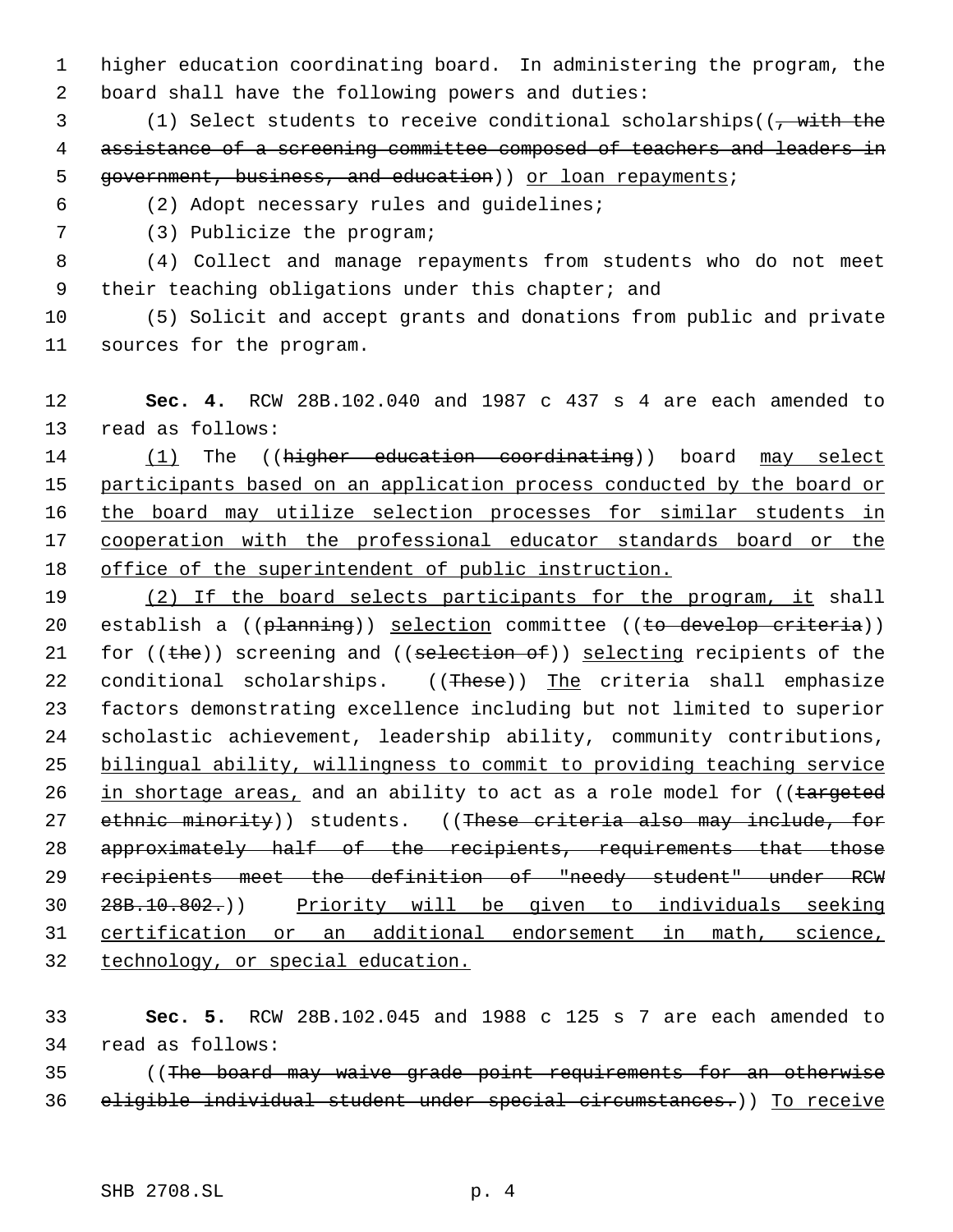higher education coordinating board. In administering the program, the board shall have the following powers and duties:

(1) Select students to receive conditional scholarships((~~, with the assistance of a screening committee composed of teachers and leaders in government, business, and education~~)) <u>or loan repayments</u>;

(2) Adopt necessary rules and guidelines;

(3) Publicize the program;

(4) Collect and manage repayments from students who do not meet their teaching obligations under this chapter; and

(5) Solicit and accept grants and donations from public and private sources for the program.

**Sec. 4.** RCW 28B.102.040 and 1987 c 437 s 4 are each amended to read as follows:

<u>(1)</u> The ((~~higher education coordinating~~)) board <u>may select participants based on an application process conducted by the board or the board may utilize selection processes for similar students in cooperation with the professional educator standards board or the office of the superintendent of public instruction.</u>

<u>(2) If the board selects participants for the program, it</u> shall establish a ((~~planning~~)) <u>selection</u> committee ((~~to develop criteria~~)) for ((~~the~~)) screening and ((~~selection of~~)) <u>selecting</u> recipients of the conditional scholarships. ((~~These~~)) <u>The</u> criteria shall emphasize factors demonstrating excellence including but not limited to superior scholastic achievement, leadership ability, community contributions, <u>bilingual ability, willingness to commit to providing teaching service in shortage areas,</u> and an ability to act as a role model for ((~~targeted ethnic minority~~)) students. ((~~These criteria also may include, for approximately half of the recipients, requirements that those recipients meet the definition of "needy student" under RCW 28B.10.802.~~)) <u>Priority will be given to individuals seeking certification or an additional endorsement in math, science, technology, or special education.</u>

**Sec. 5.** RCW 28B.102.045 and 1988 c 125 s 7 are each amended to read as follows:

((~~The board may waive grade point requirements for an otherwise eligible individual student under special circumstances.~~)) <u>To receive</u>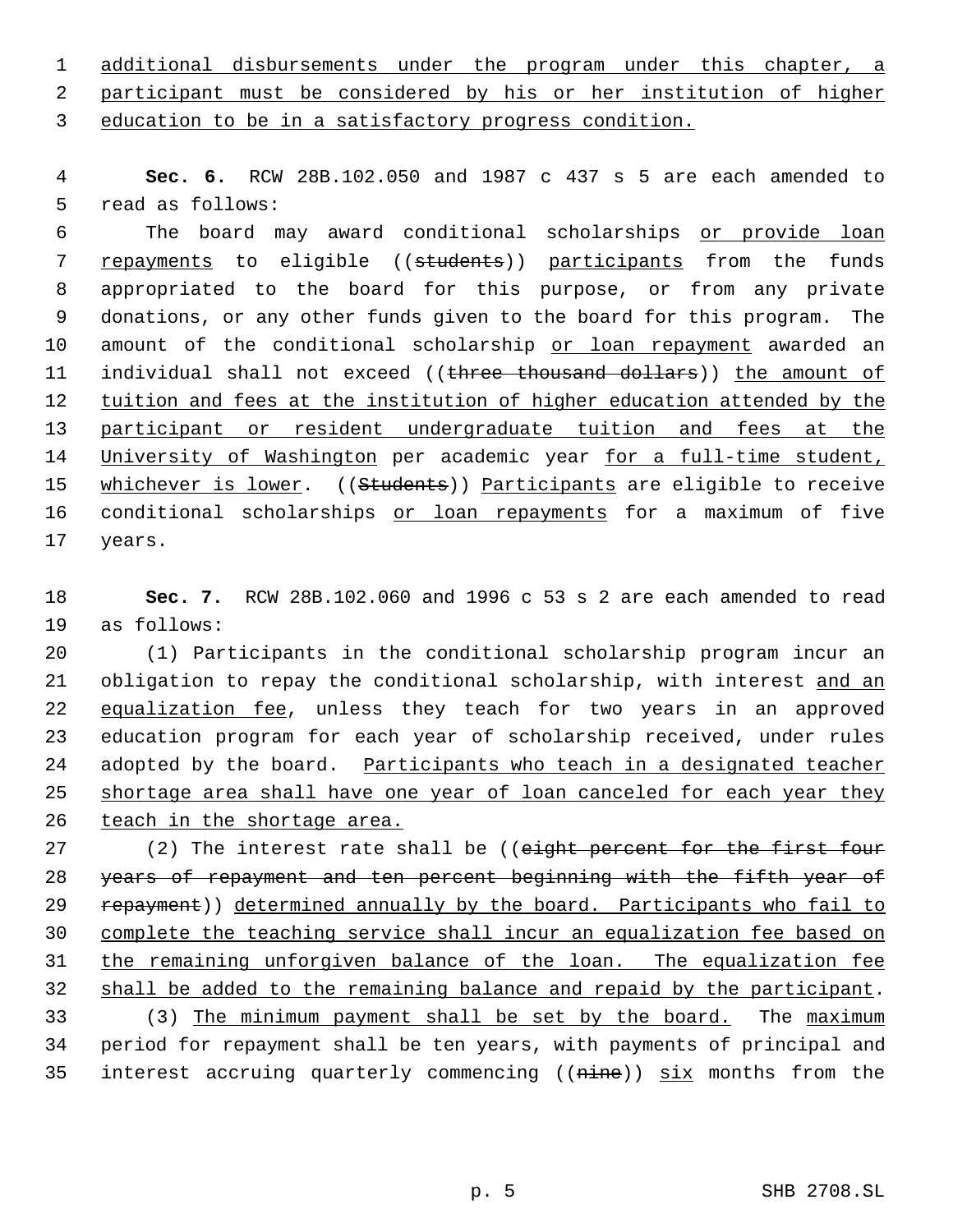additional disbursements under the program under this chapter, a participant must be considered by his or her institution of higher education to be in a satisfactory progress condition.

**Sec. 6.** RCW 28B.102.050 and 1987 c 437 s 5 are each amended to read as follows:

The board may award conditional scholarships or provide loan repayments to eligible ((~~students~~)) participants from the funds appropriated to the board for this purpose, or from any private donations, or any other funds given to the board for this program. The amount of the conditional scholarship or loan repayment awarded an individual shall not exceed ((~~three thousand dollars~~)) the amount of tuition and fees at the institution of higher education attended by the participant or resident undergraduate tuition and fees at the University of Washington per academic year for a full-time student, whichever is lower. ((~~Students~~)) Participants are eligible to receive conditional scholarships or loan repayments for a maximum of five years.

**Sec. 7.** RCW 28B.102.060 and 1996 c 53 s 2 are each amended to read as follows:

(1) Participants in the conditional scholarship program incur an obligation to repay the conditional scholarship, with interest and an equalization fee, unless they teach for two years in an approved education program for each year of scholarship received, under rules adopted by the board. Participants who teach in a designated teacher shortage area shall have one year of loan canceled for each year they teach in the shortage area.

(2) The interest rate shall be ((~~eight percent for the first four years of repayment and ten percent beginning with the fifth year of repayment~~)) determined annually by the board. Participants who fail to complete the teaching service shall incur an equalization fee based on the remaining unforgiven balance of the loan. The equalization fee shall be added to the remaining balance and repaid by the participant.

(3) The minimum payment shall be set by the board. The maximum period for repayment shall be ten years, with payments of principal and interest accruing quarterly commencing ((~~nine~~)) six months from the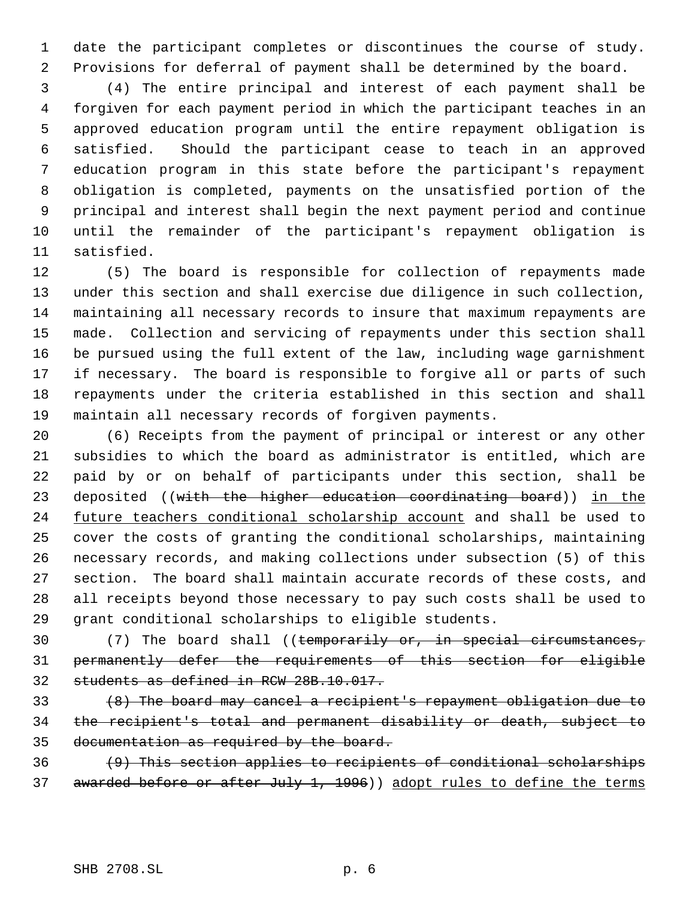date the participant completes or discontinues the course of study. Provisions for deferral of payment shall be determined by the board.

(4) The entire principal and interest of each payment shall be forgiven for each payment period in which the participant teaches in an approved education program until the entire repayment obligation is satisfied. Should the participant cease to teach in an approved education program in this state before the participant's repayment obligation is completed, payments on the unsatisfied portion of the principal and interest shall begin the next payment period and continue until the remainder of the participant's repayment obligation is satisfied.

(5) The board is responsible for collection of repayments made under this section and shall exercise due diligence in such collection, maintaining all necessary records to insure that maximum repayments are made. Collection and servicing of repayments under this section shall be pursued using the full extent of the law, including wage garnishment if necessary. The board is responsible to forgive all or parts of such repayments under the criteria established in this section and shall maintain all necessary records of forgiven payments.

(6) Receipts from the payment of principal or interest or any other subsidies to which the board as administrator is entitled, which are paid by or on behalf of participants under this section, shall be deposited ((~~with the higher education coordinating board~~)) <u>in the future teachers conditional scholarship account</u> and shall be used to cover the costs of granting the conditional scholarships, maintaining necessary records, and making collections under subsection (5) of this section. The board shall maintain accurate records of these costs, and all receipts beyond those necessary to pay such costs shall be used to grant conditional scholarships to eligible students.

(7) The board shall ((~~temporarily or, in special circumstances, permanently defer the requirements of this section for eligible students as defined in RCW 28B.10.017.~~

~~(8) The board may cancel a recipient's repayment obligation due to the recipient's total and permanent disability or death, subject to documentation as required by the board.~~

~~(9) This section applies to recipients of conditional scholarships awarded before or after July 1, 1996~~)) <u>adopt rules to define the terms</u>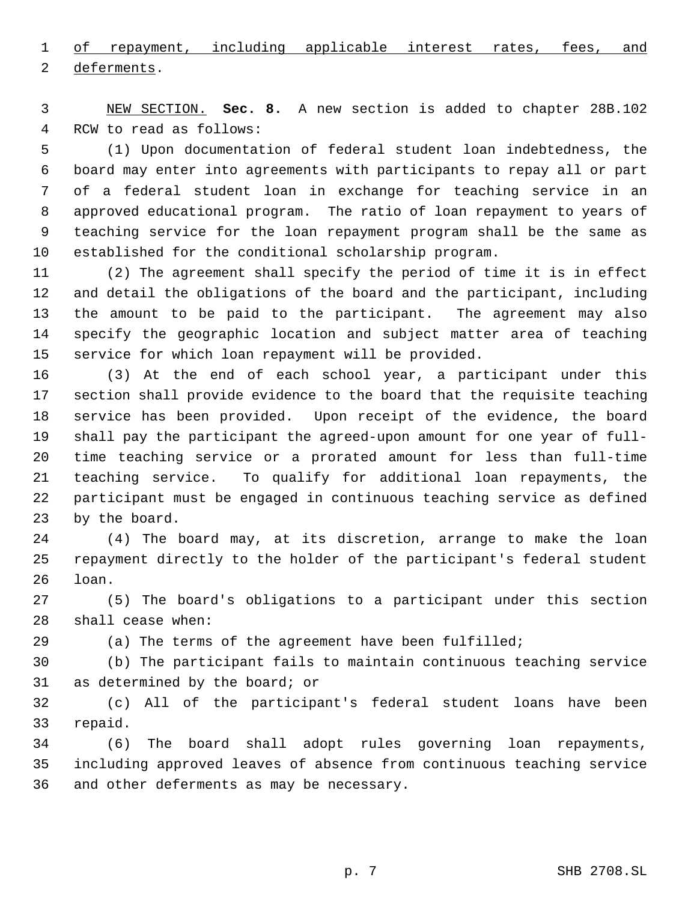of repayment, including applicable interest rates, fees, and deferments.

NEW SECTION. **Sec. 8.** A new section is added to chapter 28B.102 RCW to read as follows:

(1) Upon documentation of federal student loan indebtedness, the board may enter into agreements with participants to repay all or part of a federal student loan in exchange for teaching service in an approved educational program. The ratio of loan repayment to years of teaching service for the loan repayment program shall be the same as established for the conditional scholarship program.

(2) The agreement shall specify the period of time it is in effect and detail the obligations of the board and the participant, including the amount to be paid to the participant. The agreement may also specify the geographic location and subject matter area of teaching service for which loan repayment will be provided.

(3) At the end of each school year, a participant under this section shall provide evidence to the board that the requisite teaching service has been provided. Upon receipt of the evidence, the board shall pay the participant the agreed-upon amount for one year of full-time teaching service or a prorated amount for less than full-time teaching service. To qualify for additional loan repayments, the participant must be engaged in continuous teaching service as defined by the board.

(4) The board may, at its discretion, arrange to make the loan repayment directly to the holder of the participant's federal student loan.

(5) The board's obligations to a participant under this section shall cease when:

(a) The terms of the agreement have been fulfilled;

(b) The participant fails to maintain continuous teaching service as determined by the board; or

(c) All of the participant's federal student loans have been repaid.

(6) The board shall adopt rules governing loan repayments, including approved leaves of absence from continuous teaching service and other deferments as may be necessary.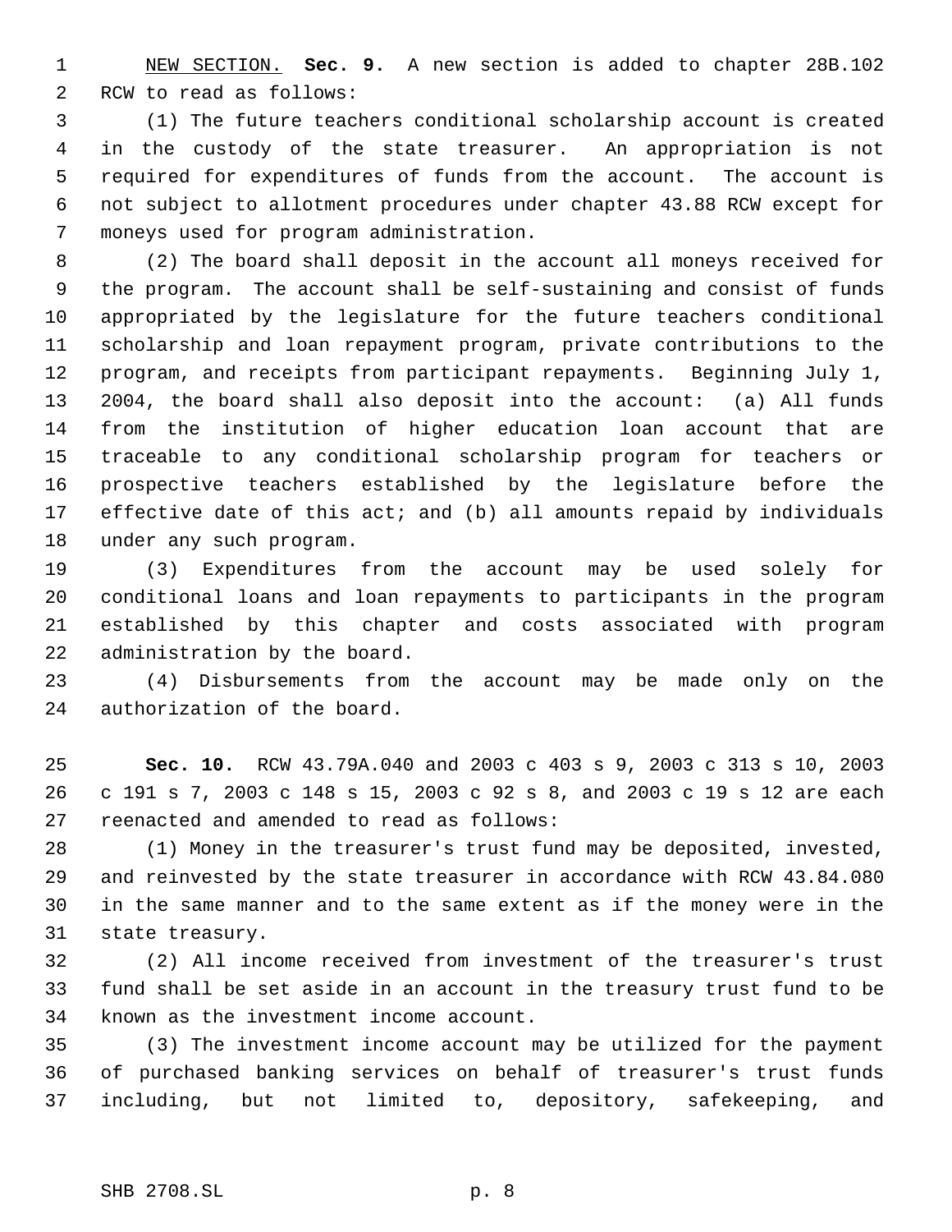NEW SECTION. **Sec. 9.** A new section is added to chapter 28B.102 RCW to read as follows:

(1) The future teachers conditional scholarship account is created in the custody of the state treasurer. An appropriation is not required for expenditures of funds from the account. The account is not subject to allotment procedures under chapter 43.88 RCW except for moneys used for program administration.

(2) The board shall deposit in the account all moneys received for the program. The account shall be self-sustaining and consist of funds appropriated by the legislature for the future teachers conditional scholarship and loan repayment program, private contributions to the program, and receipts from participant repayments. Beginning July 1, 2004, the board shall also deposit into the account: (a) All funds from the institution of higher education loan account that are traceable to any conditional scholarship program for teachers or prospective teachers established by the legislature before the effective date of this act; and (b) all amounts repaid by individuals under any such program.

(3) Expenditures from the account may be used solely for conditional loans and loan repayments to participants in the program established by this chapter and costs associated with program administration by the board.

(4) Disbursements from the account may be made only on the authorization of the board.

**Sec. 10.** RCW 43.79A.040 and 2003 c 403 s 9, 2003 c 313 s 10, 2003 c 191 s 7, 2003 c 148 s 15, 2003 c 92 s 8, and 2003 c 19 s 12 are each reenacted and amended to read as follows:

(1) Money in the treasurer's trust fund may be deposited, invested, and reinvested by the state treasurer in accordance with RCW 43.84.080 in the same manner and to the same extent as if the money were in the state treasury.

(2) All income received from investment of the treasurer's trust fund shall be set aside in an account in the treasury trust fund to be known as the investment income account.

(3) The investment income account may be utilized for the payment of purchased banking services on behalf of treasurer's trust funds including, but not limited to, depository, safekeeping, and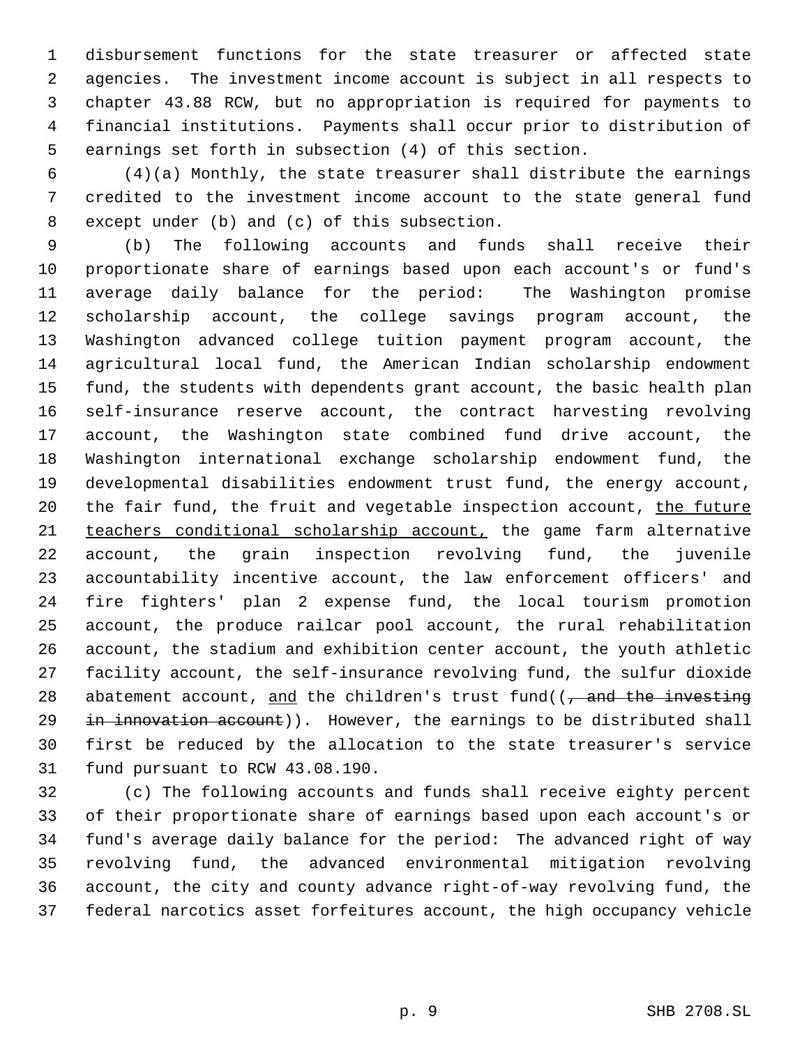disbursement functions for the state treasurer or affected state agencies. The investment income account is subject in all respects to chapter 43.88 RCW, but no appropriation is required for payments to financial institutions. Payments shall occur prior to distribution of earnings set forth in subsection (4) of this section.

(4)(a) Monthly, the state treasurer shall distribute the earnings credited to the investment income account to the state general fund except under (b) and (c) of this subsection.

(b) The following accounts and funds shall receive their proportionate share of earnings based upon each account's or fund's average daily balance for the period: The Washington promise scholarship account, the college savings program account, the Washington advanced college tuition payment program account, the agricultural local fund, the American Indian scholarship endowment fund, the students with dependents grant account, the basic health plan self-insurance reserve account, the contract harvesting revolving account, the Washington state combined fund drive account, the Washington international exchange scholarship endowment fund, the developmental disabilities endowment trust fund, the energy account, the fair fund, the fruit and vegetable inspection account, <u>the future teachers conditional scholarship account,</u> the game farm alternative account, the grain inspection revolving fund, the juvenile accountability incentive account, the law enforcement officers' and fire fighters' plan 2 expense fund, the local tourism promotion account, the produce railcar pool account, the rural rehabilitation account, the stadium and exhibition center account, the youth athletic facility account, the self-insurance revolving fund, the sulfur dioxide abatement account, <u>and</u> the children's trust fund((~~, and the investing in innovation account~~)). However, the earnings to be distributed shall first be reduced by the allocation to the state treasurer's service fund pursuant to RCW 43.08.190.

(c) The following accounts and funds shall receive eighty percent of their proportionate share of earnings based upon each account's or fund's average daily balance for the period: The advanced right of way revolving fund, the advanced environmental mitigation revolving account, the city and county advance right-of-way revolving fund, the federal narcotics asset forfeitures account, the high occupancy vehicle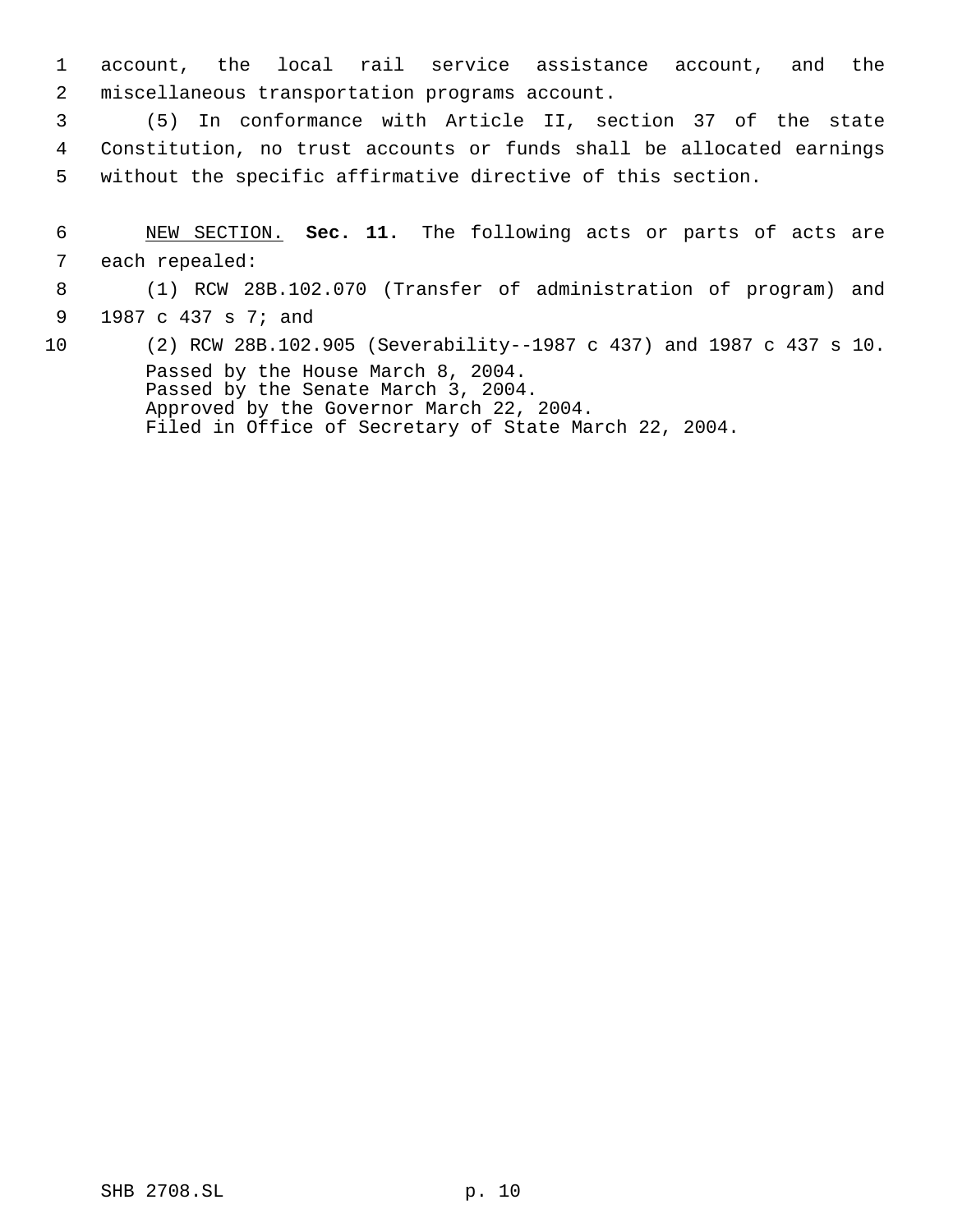account, the local rail service assistance account, and the miscellaneous transportation programs account.

(5) In conformance with Article II, section 37 of the state Constitution, no trust accounts or funds shall be allocated earnings without the specific affirmative directive of this section.

NEW SECTION. **Sec. 11.** The following acts or parts of acts are each repealed:

(1) RCW 28B.102.070 (Transfer of administration of program) and 1987 c 437 s 7; and

(2) RCW 28B.102.905 (Severability--1987 c 437) and 1987 c 437 s 10.

Passed by the House March 8, 2004.
Passed by the Senate March 3, 2004.
Approved by the Governor March 22, 2004.
Filed in Office of Secretary of State March 22, 2004.